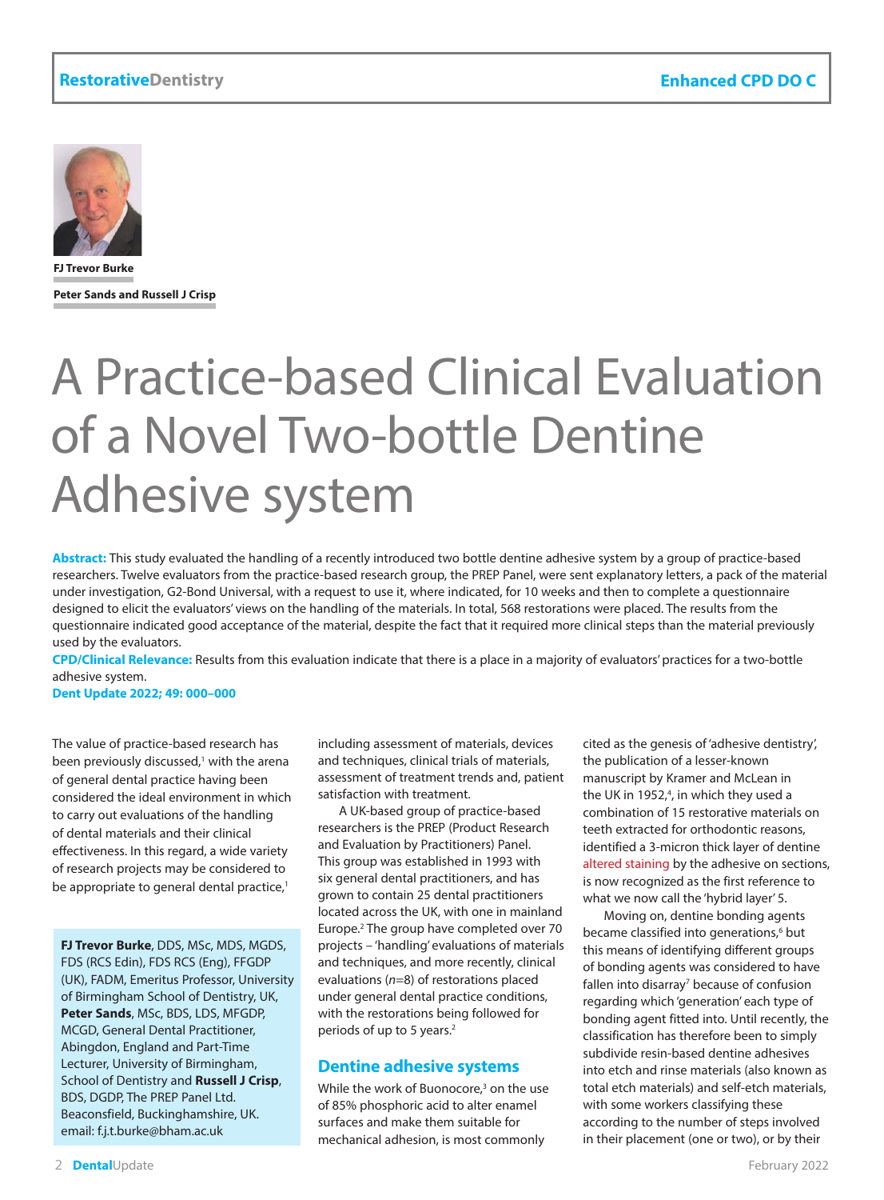RestorativeDentistry

Enhanced CPD DO C

FJ Trevor Burke

Peter Sands and Russell J Crisp

# A Practice-based Clinical Evaluation of a Novel Two-bottle Dentine Adhesive system

**Abstract:** This study evaluated the handling of a recently introduced two bottle dentine adhesive system by a group of practice-based researchers. Twelve evaluators from the practice-based research group, the PREP Panel, were sent explanatory letters, a pack of the material under investigation, G2-Bond Universal, with a request to use it, where indicated, for 10 weeks and then to complete a questionnaire designed to elicit the evaluators' views on the handling of the materials. In total, 568 restorations were placed. The results from the questionnaire indicated good acceptance of the material, despite the fact that it required more clinical steps than the material previously used by the evaluators.

**CPD/Clinical Relevance:** Results from this evaluation indicate that there is a place in a majority of evaluators' practices for a two-bottle adhesive system.

The value of practice-based research has been previously discussed,[1] with the arena of general dental practice having been considered the ideal environment in which to carry out evaluations of the handling of dental materials and their clinical effectiveness. In this regard, a wide variety of research projects may be considered to be appropriate to general dental practice,[1] including assessment of materials, devices and techniques, clinical trials of materials, assessment of treatment trends and, patient satisfaction with treatment.

A UK-based group of practice-based researchers is the PREP (Product Research and Evaluation by Practitioners) Panel. This group was established in 1993 with six general dental practitioners, and has grown to contain 25 dental practitioners located across the UK, with one in mainland Europe.[2] The group have completed over 70 projects – 'handling' evaluations of materials and techniques, and more recently, clinical evaluations (*n*=8) of restorations placed under general dental practice conditions, with the restorations being followed for periods of up to 5 years.[2]

**FJ Trevor Burke**, DDS, MSc, MDS, MGDS, FDS (RCS Edin), FDS RCS (Eng), FFGDP (UK), FADM, Emeritus Professor, University of Birmingham School of Dentistry, UK, **Peter Sands**, MSc, BDS, LDS, MFGDP, MCGD, General Dental Practitioner, Abingdon, England and Part-Time Lecturer, University of Birmingham, School of Dentistry and **Russell J Crisp**, BDS, DGDP, The PREP Panel Ltd. Beaconsfield, Buckinghamshire, UK. email: f.j.t.burke@bham.ac.uk

## Dentine adhesive systems

While the work of Buonocore,[3] on the use of 85% phosphoric acid to alter enamel surfaces and make them suitable for mechanical adhesion, is most commonly cited as the genesis of 'adhesive dentistry', the publication of a lesser-known manuscript by Kramer and McLean in the UK in 1952,[4], in which they used a combination of 15 restorative materials on teeth extracted for orthodontic reasons, identified a 3-micron thick layer of dentine altered staining by the adhesive on sections, is now recognized as the first reference to what we now call the 'hybrid layer' 5.

Moving on, dentine bonding agents became classified into generations,[6] but this means of identifying different groups of bonding agents was considered to have fallen into disarray[7] because of confusion regarding which 'generation' each type of bonding agent fitted into. Until recently, the classification has therefore been to simply subdivide resin-based dentine adhesives into etch and rinse materials (also known as total etch materials) and self-etch materials, with some workers classifying these according to the number of steps involved in their placement (one or two), or by their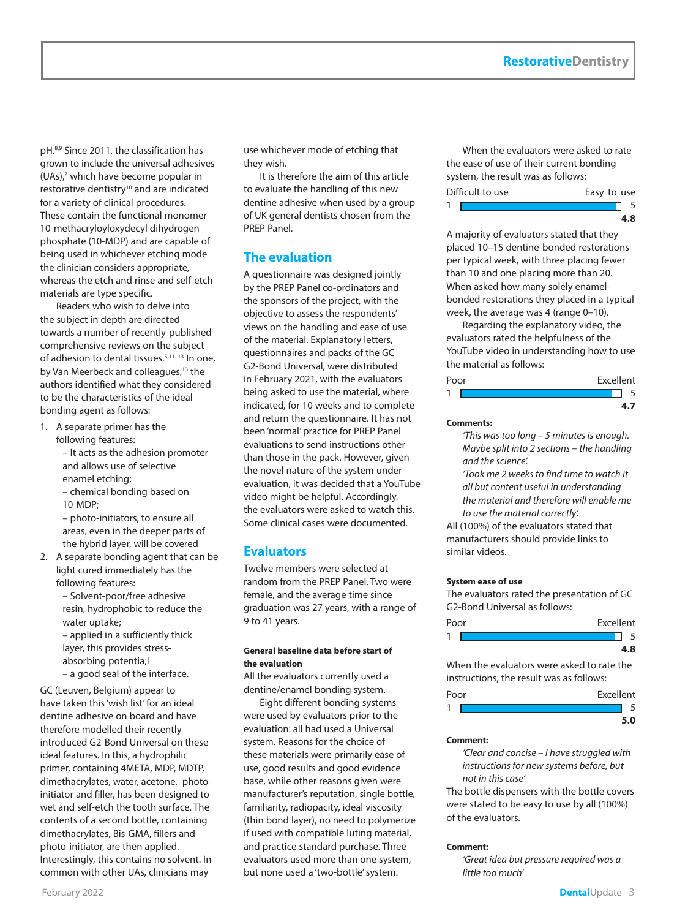pH.[8,9] Since 2011, the classification has grown to include the universal adhesives (UAs),[7] which have become popular in restorative dentistry[10] and are indicated for a variety of clinical procedures. These contain the functional monomer 10-methacryloyloxydecyl dihydrogen phosphate (10-MDP) and are capable of being used in whichever etching mode the clinician considers appropriate, whereas the etch and rinse and self-etch materials are type specific.

Readers who wish to delve into the subject in depth are directed towards a number of recently-published comprehensive reviews on the subject of adhesion to dental tissues.[5,11–13] In one, by Van Meerbeck and colleagues,[13] the authors identified what they considered to be the characteristics of the ideal bonding agent as follows:

1. A separate primer has the following features:
   - It acts as the adhesion promoter and allows use of selective enamel etching;
   - chemical bonding based on 10-MDP;
   - photo-initiators, to ensure all areas, even in the deeper parts of the hybrid layer, will be covered
2. A separate bonding agent that can be light cured immediately has the following features:
   - Solvent-poor/free adhesive resin, hydrophobic to reduce the water uptake;
   - applied in a sufficiently thick layer, this provides stress-absorbing potentia;l
   - a good seal of the interface.

GC (Leuven, Belgium) appear to have taken this 'wish list' for an ideal dentine adhesive on board and have therefore modelled their recently introduced G2-Bond Universal on these ideal features. In this, a hydrophilic primer, containing 4META, MDP, MDTP, dimethacrylates, water, acetone, photo-initiator and filler, has been designed to wet and self-etch the tooth surface. The contents of a second bottle, containing dimethacrylates, Bis-GMA, fillers and photo-initiator, are then applied. Interestingly, this contains no solvent. In common with other UAs, clinicians may use whichever mode of etching that they wish.

It is therefore the aim of this article to evaluate the handling of this new dentine adhesive when used by a group of UK general dentists chosen from the PREP Panel.

## The evaluation

A questionnaire was designed jointly by the PREP Panel co-ordinators and the sponsors of the project, with the objective to assess the respondents' views on the handling and ease of use of the material. Explanatory letters, questionnaires and packs of the GC G2-Bond Universal, were distributed in February 2021, with the evaluators being asked to use the material, where indicated, for 10 weeks and to complete and return the questionnaire. It has not been 'normal' practice for PREP Panel evaluations to send instructions other than those in the pack. However, given the novel nature of the system under evaluation, it was decided that a YouTube video might be helpful. Accordingly, the evaluators were asked to watch this. Some clinical cases were documented.

## Evaluators

Twelve members were selected at random from the PREP Panel. Two were female, and the average time since graduation was 27 years, with a range of 9 to 41 years.

#### General baseline data before start of the evaluation

All the evaluators currently used a dentine/enamel bonding system.

Eight different bonding systems were used by evaluators prior to the evaluation: all had used a Universal system. Reasons for the choice of these materials were primarily ease of use, good results and good evidence base, while other reasons given were manufacturer's reputation, single bottle, familiarity, radiopacity, ideal viscosity (thin bond layer), no need to polymerize if used with compatible luting material, and practice standard purchase. Three evaluators used more than one system, but none used a 'two-bottle' system.

When the evaluators were asked to rate the ease of use of their current bonding system, the result was as follows:

Difficult to use (1) — Easy to use (5): **4.8**

A majority of evaluators stated that they placed 10–15 dentine-bonded restorations per typical week, with three placing fewer than 10 and one placing more than 20. When asked how many solely enamel-bonded restorations they placed in a typical week, the average was 4 (range 0–10).

Regarding the explanatory video, the evaluators rated the helpfulness of the YouTube video in understanding how to use the material as follows:

Poor (1) — Excellent (5): **4.7**

**Comments:**

*'This was too long – 5 minutes is enough. Maybe split into 2 sections – the handling and the science.'*

*'Took me 2 weeks to find time to watch it all but content useful in understanding the material and therefore will enable me to use the material correctly.'*

All (100%) of the evaluators stated that manufacturers should provide links to similar videos.

#### System ease of use

The evaluators rated the presentation of GC G2-Bond Universal as follows:

Poor (1) — Excellent (5): **4.8**

When the evaluators were asked to rate the instructions, the result was as follows:

Poor (1) — Excellent (5): **5.0**

**Comment:**

*'Clear and concise – I have struggled with instructions for new systems before, but not in this case'*

The bottle dispensers with the bottle covers were stated to be easy to use by all (100%) of the evaluators.

**Comment:**

*'Great idea but pressure required was a little too much'*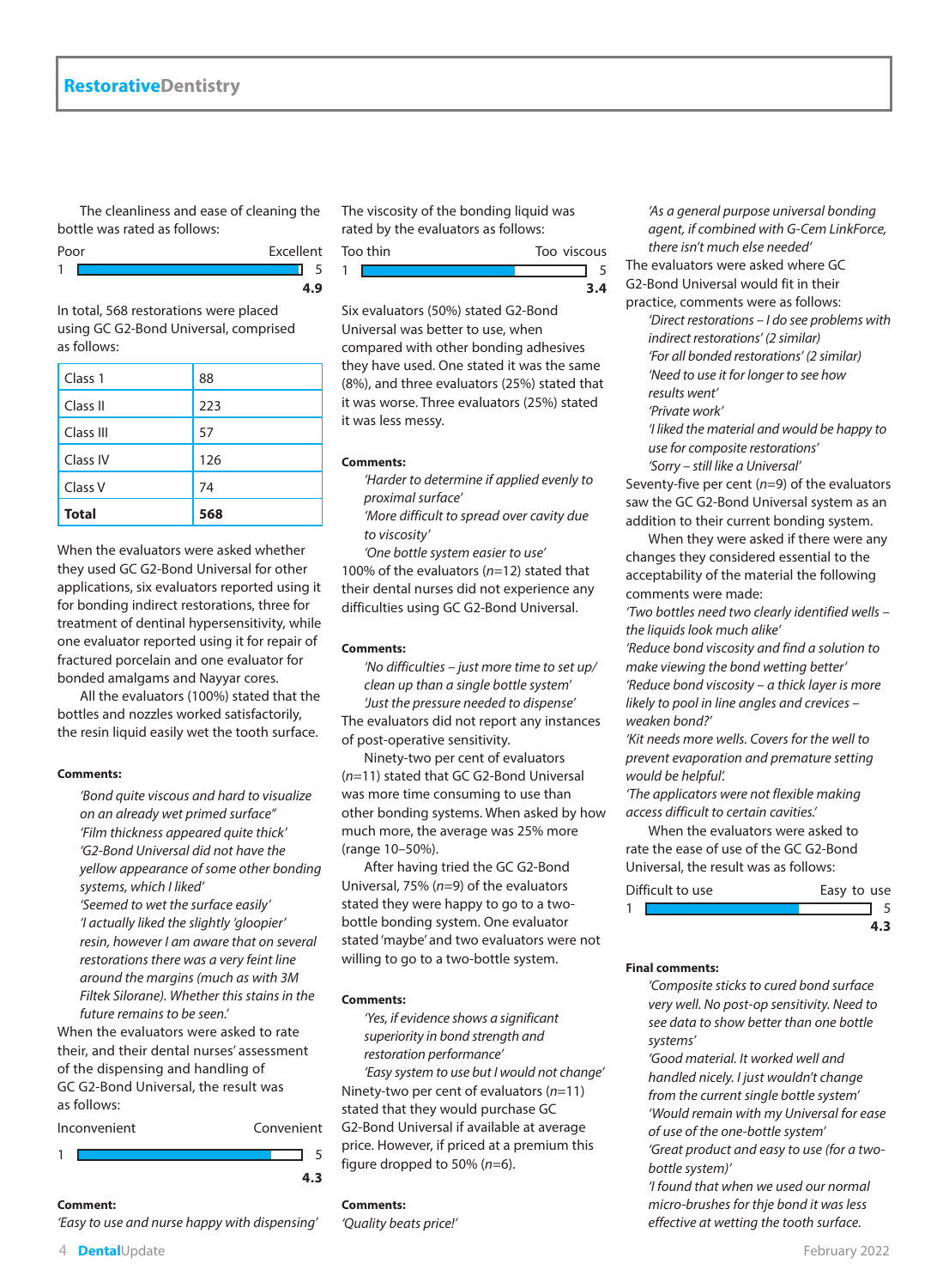The cleanliness and ease of cleaning the bottle was rated as follows:

Poor — Excellent
1 — 5
**4.9**

In total, 568 restorations were placed using GC G2-Bond Universal, comprised as follows:

| Class | Number |
|---|---|
| Class 1 | 88 |
| Class II | 223 |
| Class III | 57 |
| Class IV | 126 |
| Class V | 74 |
| **Total** | **568** |

When the evaluators were asked whether they used GC G2-Bond Universal for other applications, six evaluators reported using it for bonding indirect restorations, three for treatment of dentinal hypersensitivity, while one evaluator reported using it for repair of fractured porcelain and one evaluator for bonded amalgams and Nayyar cores.

All the evaluators (100%) stated that the bottles and nozzles worked satisfactorily, the resin liquid easily wet the tooth surface.

**Comments:**

*'Bond quite viscous and hard to visualize on an already wet primed surface"*
*'Film thickness appeared quite thick'*
*'G2-Bond Universal did not have the yellow appearance of some other bonding systems, which I liked'*
*'Seemed to wet the surface easily'*
*'I actually liked the slightly 'gloopier' resin, however I am aware that on several restorations there was a very feint line around the margins (much as with 3M Filtek Silorane). Whether this stains in the future remains to be seen.'*

When the evaluators were asked to rate their, and their dental nurses' assessment of the dispensing and handling of GC G2-Bond Universal, the result was as follows:

Inconvenient — Convenient
1 — 5
**4.3**

**Comment:**
*'Easy to use and nurse happy with dispensing'*

The viscosity of the bonding liquid was rated by the evaluators as follows:

Too thin — Too viscous
1 — 5
**3.4**

Six evaluators (50%) stated G2-Bond Universal was better to use, when compared with other bonding adhesives they have used. One stated it was the same (8%), and three evaluators (25%) stated that it was worse. Three evaluators (25%) stated it was less messy.

**Comments:**

*'Harder to determine if applied evenly to proximal surface'*
*'More difficult to spread over cavity due to viscosity'*
*'One bottle system easier to use'*

100% of the evaluators ($n$=12) stated that their dental nurses did not experience any difficulties using GC G2-Bond Universal.

**Comments:**

*'No difficulties – just more time to set up/ clean up than a single bottle system'*
*'Just the pressure needed to dispense'*

The evaluators did not report any instances of post-operative sensitivity.

Ninety-two per cent of evaluators ($n$=11) stated that GC G2-Bond Universal was more time consuming to use than other bonding systems. When asked by how much more, the average was 25% more (range 10–50%).

After having tried the GC G2-Bond Universal, 75% ($n$=9) of the evaluators stated they were happy to go to a two-bottle bonding system. One evaluator stated 'maybe' and two evaluators were not willing to go to a two-bottle system.

**Comments:**

*'Yes, if evidence shows a significant superiority in bond strength and restoration performance'*
*'Easy system to use but I would not change'*

Ninety-two per cent of evaluators ($n$=11) stated that they would purchase GC G2-Bond Universal if available at average price. However, if priced at a premium this figure dropped to 50% ($n$=6).

**Comments:**
*'Quality beats price!'*
*'As a general purpose universal bonding agent, if combined with G-Cem LinkForce, there isn't much else needed'*

The evaluators were asked where GC G2-Bond Universal would fit in their practice, comments were as follows:

*'Direct restorations – I do see problems with indirect restorations' (2 similar)*
*'For all bonded restorations' (2 similar)*
*'Need to use it for longer to see how results went'*
*'Private work'*
*'I liked the material and would be happy to use for composite restorations'*
*'Sorry – still like a Universal'*

Seventy-five per cent ($n$=9) of the evaluators saw the GC G2-Bond Universal system as an addition to their current bonding system.

When they were asked if there were any changes they considered essential to the acceptability of the material the following comments were made:

*'Two bottles need two clearly identified wells – the liquids look much alike'*
*'Reduce bond viscosity and find a solution to make viewing the bond wetting better'*
*'Reduce bond viscosity – a thick layer is more likely to pool in line angles and crevices – weaken bond?'*
*'Kit needs more wells. Covers for the well to prevent evaporation and premature setting would be helpful.'*
*'The applicators were not flexible making access difficult to certain cavities.'*

When the evaluators were asked to rate the ease of use of the GC G2-Bond Universal, the result was as follows:

Difficult to use — Easy to use
1 — 5
**4.3**

**Final comments:**

*'Composite sticks to cured bond surface very well. No post-op sensitivity. Need to see data to show better than one bottle systems'*
*'Good material. It worked well and handled nicely. I just wouldn't change from the current single bottle system'*
*'Would remain with my Universal for ease of use of the one-bottle system'*
*'Great product and easy to use (for a two-bottle system)'*
*'I found that when we used our normal micro-brushes for thje bond it was less effective at wetting the tooth surface.*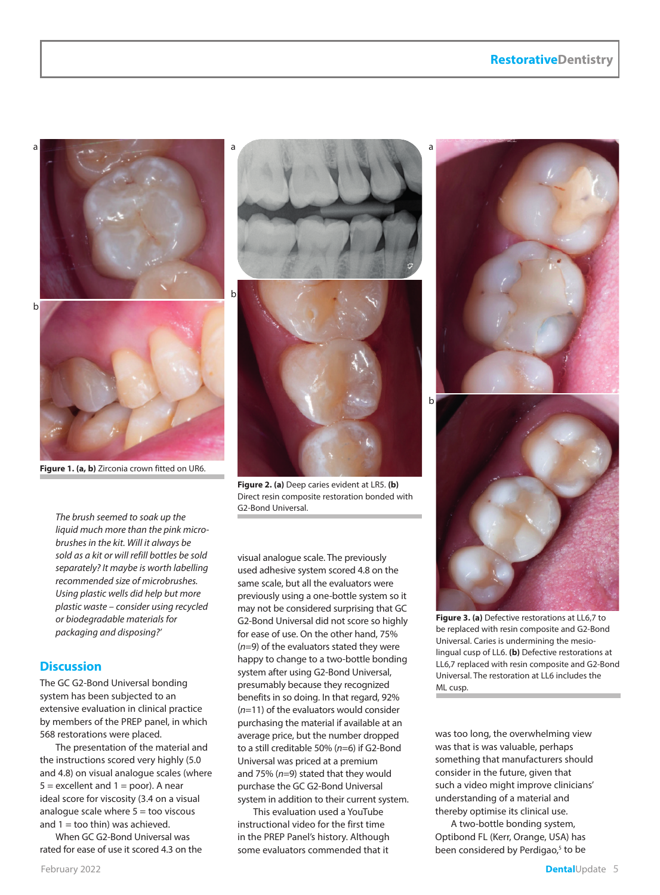Figure 1. (a, b) Zirconia crown fitted on UR6.

Figure 2. (a) Deep caries evident at LR5. (b) Direct resin composite restoration bonded with G2-Bond Universal.

Figure 3. (a) Defective restorations at LL6,7 to be replaced with resin composite and G2-Bond Universal. Caries is undermining the mesio-lingual cusp of LL6. (b) Defective restorations at LL6,7 replaced with resin composite and G2-Bond Universal. The restoration at LL6 includes the ML cusp.

*The brush seemed to soak up the liquid much more than the pink micro-brushes in the kit. Will it always be sold as a kit or will refill bottles be sold separately? It maybe is worth labelling recommended size of microbrushes. Using plastic wells did help but more plastic waste – consider using recycled or biodegradable materials for packaging and disposing?'*

## Discussion

The GC G2-Bond Universal bonding system has been subjected to an extensive evaluation in clinical practice by members of the PREP panel, in which 568 restorations were placed.

The presentation of the material and the instructions scored very highly (5.0 and 4.8) on visual analogue scales (where 5 = excellent and 1 = poor). A near ideal score for viscosity (3.4 on a visual analogue scale where 5 = too viscous and 1 = too thin) was achieved.

When GC G2-Bond Universal was rated for ease of use it scored 4.3 on the visual analogue scale. The previously used adhesive system scored 4.8 on the same scale, but all the evaluators were previously using a one-bottle system so it may not be considered surprising that GC G2-Bond Universal did not score so highly for ease of use. On the other hand, 75% (*n*=9) of the evaluators stated they were happy to change to a two-bottle bonding system after using G2-Bond Universal, presumably because they recognized benefits in so doing. In that regard, 92% (*n*=11) of the evaluators would consider purchasing the material if available at an average price, but the number dropped to a still creditable 50% (*n*=6) if G2-Bond Universal was priced at a premium and 75% (*n*=9) stated that they would purchase the GC G2-Bond Universal system in addition to their current system.

This evaluation used a YouTube instructional video for the first time in the PREP Panel's history. Although some evaluators commended that it was too long, the overwhelming view was that is was valuable, perhaps something that manufacturers should consider in the future, given that such a video might improve clinicians' understanding of a material and thereby optimise its clinical use.

A two-bottle bonding system, Optibond FL (Kerr, Orange, USA) has been considered by Perdigao,[5] to be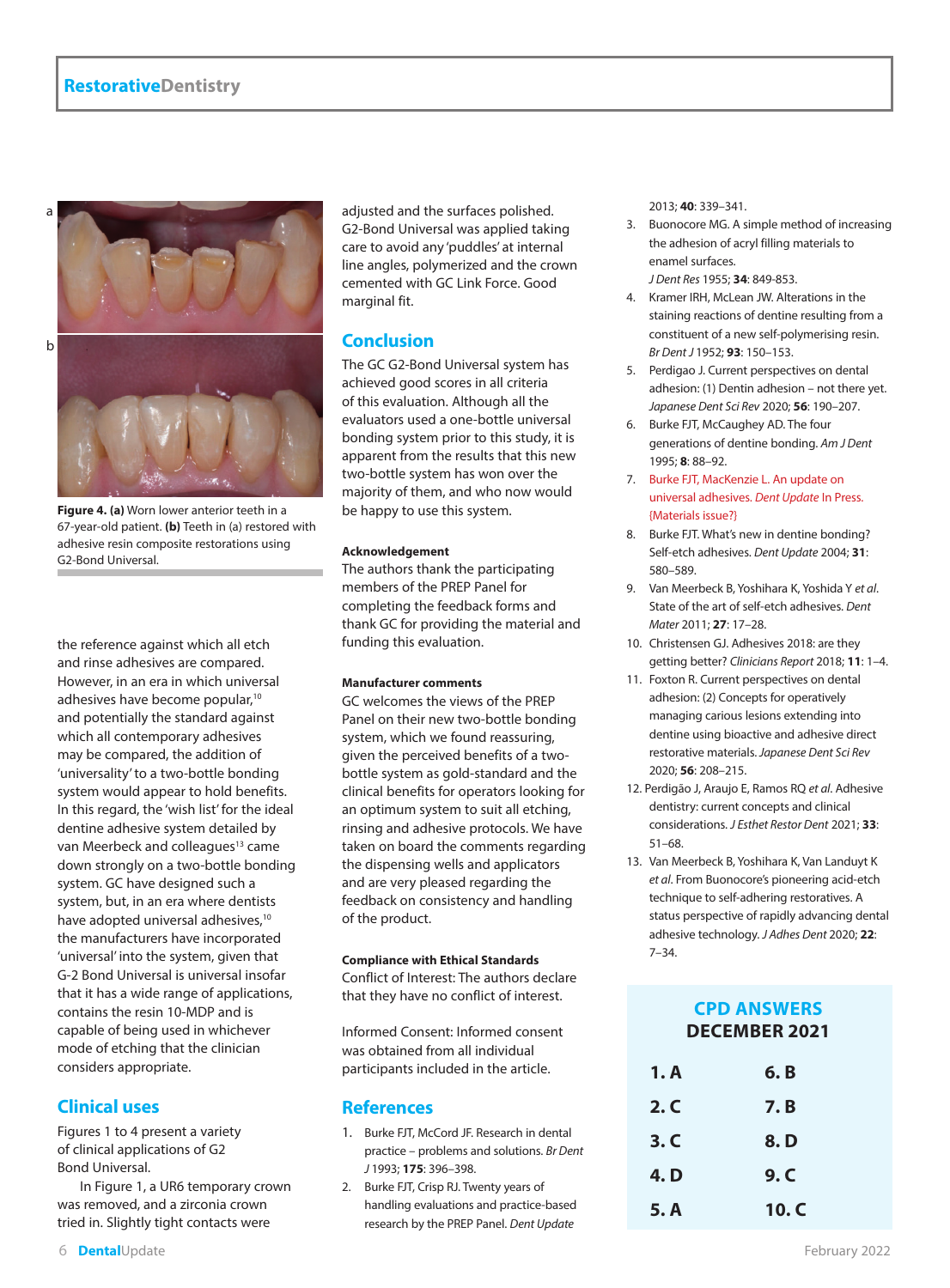Figure 4. **(a)** Worn lower anterior teeth in a 67-year-old patient. **(b)** Teeth in (a) restored with adhesive resin composite restorations using G2-Bond Universal.

the reference against which all etch and rinse adhesives are compared. However, in an era in which universal adhesives have become popular,[10] and potentially the standard against which all contemporary adhesives may be compared, the addition of 'universality' to a two-bottle bonding system would appear to hold benefits. In this regard, the 'wish list' for the ideal dentine adhesive system detailed by van Meerbeck and colleagues[13] came down strongly on a two-bottle bonding system. GC have designed such a system, but, in an era where dentists have adopted universal adhesives,[10] the manufacturers have incorporated 'universal' into the system, given that G-2 Bond Universal is universal insofar that it has a wide range of applications, contains the resin 10-MDP and is capable of being used in whichever mode of etching that the clinician considers appropriate.

## Clinical uses

Figures 1 to 4 present a variety of clinical applications of G2 Bond Universal.

In Figure 1, a UR6 temporary crown was removed, and a zirconia crown tried in. Slightly tight contacts were adjusted and the surfaces polished. G2-Bond Universal was applied taking care to avoid any 'puddles' at internal line angles, polymerized and the crown cemented with GC Link Force. Good marginal fit.

## Conclusion

The GC G2-Bond Universal system has achieved good scores in all criteria of this evaluation. Although all the evaluators used a one-bottle universal bonding system prior to this study, it is apparent from the results that this new two-bottle system has won over the majority of them, and who now would be happy to use this system.

### Acknowledgement

The authors thank the participating members of the PREP Panel for completing the feedback forms and thank GC for providing the material and funding this evaluation.

### Manufacturer comments

GC welcomes the views of the PREP Panel on their new two-bottle bonding system, which we found reassuring, given the perceived benefits of a two-bottle system as gold-standard and the clinical benefits for operators looking for an optimum system to suit all etching, rinsing and adhesive protocols. We have taken on board the comments regarding the dispensing wells and applicators and are very pleased regarding the feedback on consistency and handling of the product.

### Compliance with Ethical Standards

Conflict of Interest: The authors declare that they have no conflict of interest.

Informed Consent: Informed consent was obtained from all individual participants included in the article.

## References

1. Burke FJT, McCord JF. Research in dental practice – problems and solutions. *Br Dent J* 1993; **175**: 396–398.
2. Burke FJT, Crisp RJ. Twenty years of handling evaluations and practice-based research by the PREP Panel. *Dent Update* 2013; **40**: 339–341.
3. Buonocore MG. A simple method of increasing the adhesion of acryl filling materials to enamel surfaces. *J Dent Res* 1955; **34**: 849-853.
4. Kramer IRH, McLean JW. Alterations in the staining reactions of dentine resulting from a constituent of a new self-polymerising resin. *Br Dent J* 1952; **93**: 150–153.
5. Perdigao J. Current perspectives on dental adhesion: (1) Dentin adhesion – not there yet. *Japanese Dent Sci Rev* 2020; **56**: 190–207.
6. Burke FJT, McCaughey AD. The four generations of dentine bonding. *Am J Dent* 1995; **8**: 88–92.
7. Burke FJT, MacKenzie L. An update on universal adhesives. *Dent Update* In Press. {Materials issue?}
8. Burke FJT. What's new in dentine bonding? Self-etch adhesives. *Dent Update* 2004; **31**: 580–589.
9. Van Meerbeck B, Yoshihara K, Yoshida Y *et al.* State of the art of self-etch adhesives. *Dent Mater* 2011; **27**: 17–28.
10. Christensen GJ. Adhesives 2018: are they getting better? *Clinicians Report* 2018; **11**: 1–4.
11. Foxton R. Current perspectives on dental adhesion: (2) Concepts for operatively managing carious lesions extending into dentine using bioactive and adhesive direct restorative materials. *Japanese Dent Sci Rev* 2020; **56**: 208–215.
12. Perdigão J, Araujo E, Ramos RQ *et al.* Adhesive dentistry: current concepts and clinical considerations. *J Esthet Restor Dent* 2021; **33**: 51–68.
13. Van Meerbeck B, Yoshihara K, Van Landuyt K *et al.* From Buonocore's pioneering acid-etch technique to self-adhering restoratives. A status perspective of rapidly advancing dental adhesive technology. *J Adhes Dent* 2020; **22**: 7–34.

## CPD ANSWERS DECEMBER 2021

| | |
|---|---|
| **1. A** | **6. B** |
| **2. C** | **7. B** |
| **3. C** | **8. D** |
| **4. D** | **9. C** |
| **5. A** | **10. C** |